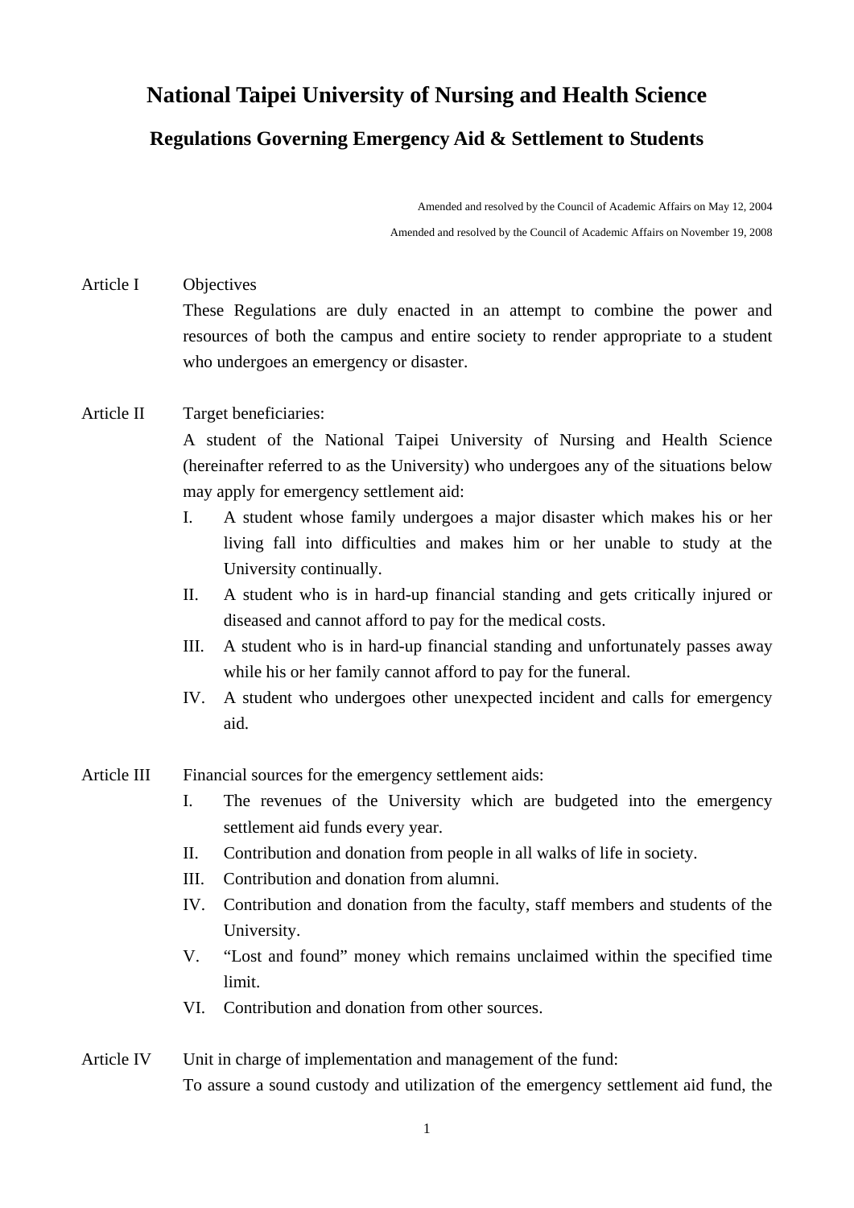# National Taipei University of Nursing and Health Science

## Regulations Governing Emergency Aid & Settlement to Students

Amended and resolved by the Council of Academic Affairs on May 12, 2004

Amended and resolved by the Council of Academic Affairs on November 19, 2008

**Article I** Objectives

These Regulations are duly enacted in an attempt to combine the power and resources of both the campus and entire society to render appropriate to a student who undergoes an emergency or disaster.

**Article II** Target beneficiaries:

A student of the National Taipei University of Nursing and Health Science (hereinafter referred to as the University) who undergoes any of the situations below may apply for emergency settlement aid:

I. A student whose family undergoes a major disaster which makes his or her living fall into difficulties and makes him or her unable to study at the University continually.

II. A student who is in hard-up financial standing and gets critically injured or diseased and cannot afford to pay for the medical costs.

III. A student who is in hard-up financial standing and unfortunately passes away while his or her family cannot afford to pay for the funeral.

IV. A student who undergoes other unexpected incident and calls for emergency aid.

**Article III** Financial sources for the emergency settlement aids:

I. The revenues of the University which are budgeted into the emergency settlement aid funds every year.

II. Contribution and donation from people in all walks of life in society.

III. Contribution and donation from alumni.

IV. Contribution and donation from the faculty, staff members and students of the University.

V. "Lost and found" money which remains unclaimed within the specified time limit.

VI. Contribution and donation from other sources.

**Article IV** Unit in charge of implementation and management of the fund:

To assure a sound custody and utilization of the emergency settlement aid fund, the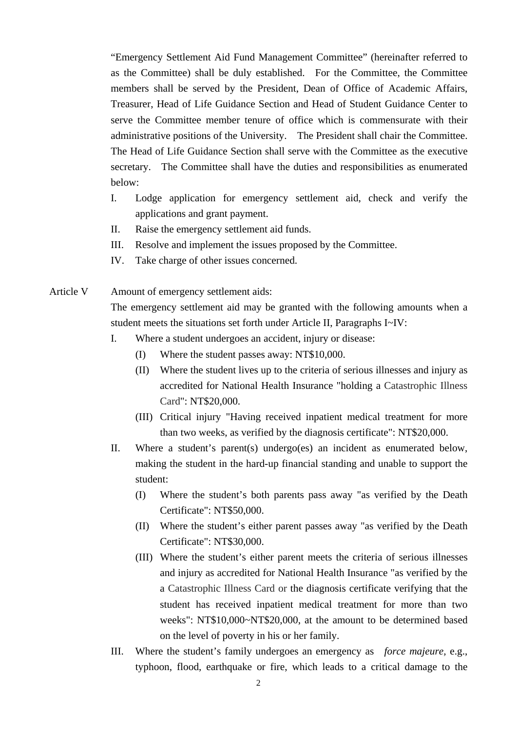"Emergency Settlement Aid Fund Management Committee" (hereinafter referred to as the Committee) shall be duly established. For the Committee, the Committee members shall be served by the President, Dean of Office of Academic Affairs, Treasurer, Head of Life Guidance Section and Head of Student Guidance Center to serve the Committee member tenure of office which is commensurate with their administrative positions of the University. The President shall chair the Committee. The Head of Life Guidance Section shall serve with the Committee as the executive secretary. The Committee shall have the duties and responsibilities as enumerated below:

I. Lodge application for emergency settlement aid, check and verify the applications and grant payment.
II. Raise the emergency settlement aid funds.
III. Resolve and implement the issues proposed by the Committee.
IV. Take charge of other issues concerned.

Article V Amount of emergency settlement aids:

The emergency settlement aid may be granted with the following amounts when a student meets the situations set forth under Article II, Paragraphs I~IV:

I. Where a student undergoes an accident, injury or disease:
   (I) Where the student passes away: NT$10,000.
   (II) Where the student lives up to the criteria of serious illnesses and injury as accredited for National Health Insurance "holding a Catastrophic Illness Card": NT$20,000.
   (III) Critical injury "Having received inpatient medical treatment for more than two weeks, as verified by the diagnosis certificate": NT$20,000.
II. Where a student's parent(s) undergo(es) an incident as enumerated below, making the student in the hard-up financial standing and unable to support the student:
   (I) Where the student's both parents pass away "as verified by the Death Certificate": NT$50,000.
   (II) Where the student's either parent passes away "as verified by the Death Certificate": NT$30,000.
   (III) Where the student's either parent meets the criteria of serious illnesses and injury as accredited for National Health Insurance "as verified by the a Catastrophic Illness Card or the diagnosis certificate verifying that the student has received inpatient medical treatment for more than two weeks": NT$10,000~NT$20,000, at the amount to be determined based on the level of poverty in his or her family.
III. Where the student's family undergoes an emergency as *force majeure*, e.g., typhoon, flood, earthquake or fire, which leads to a critical damage to the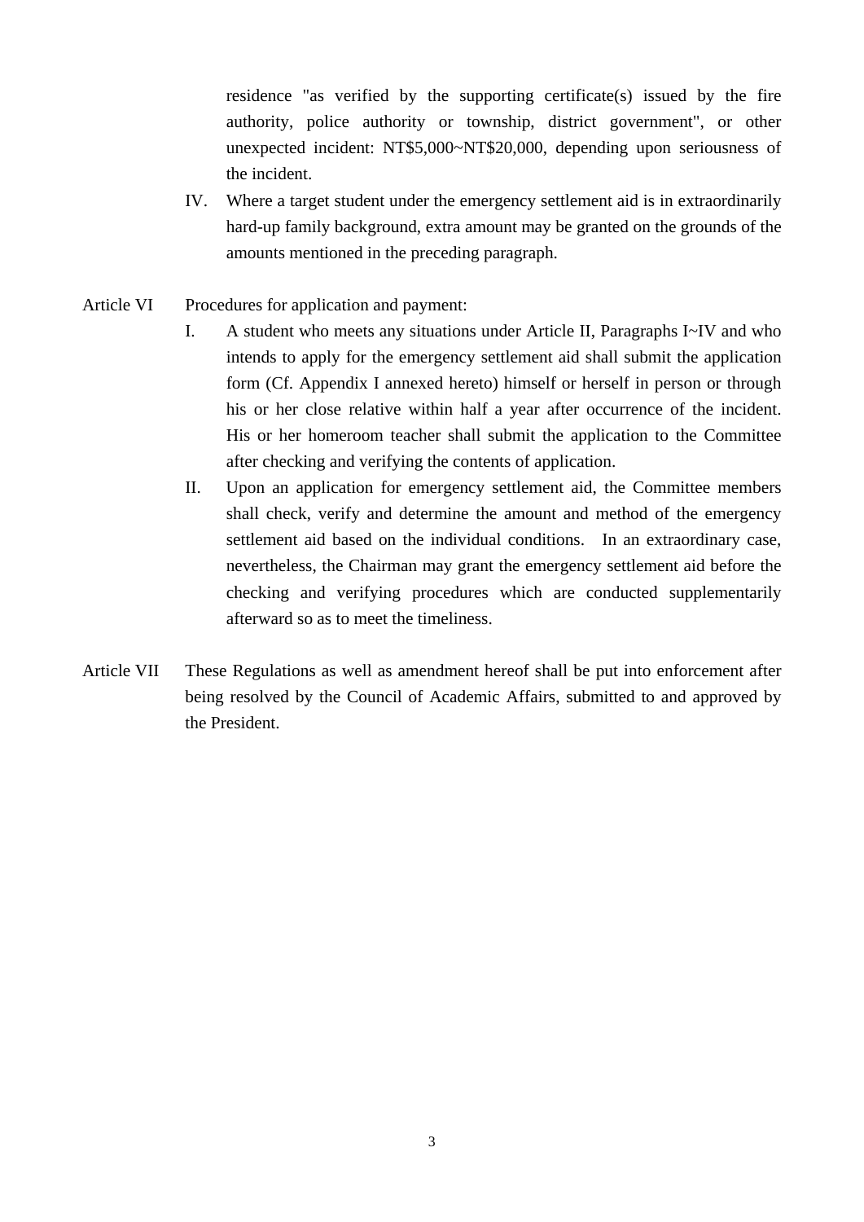residence "as verified by the supporting certificate(s) issued by the fire authority, police authority or township, district government", or other unexpected incident: NT$5,000~NT$20,000, depending upon seriousness of the incident.

IV. Where a target student under the emergency settlement aid is in extraordinarily hard-up family background, extra amount may be granted on the grounds of the amounts mentioned in the preceding paragraph.

Article VI Procedures for application and payment:

I. A student who meets any situations under Article II, Paragraphs I~IV and who intends to apply for the emergency settlement aid shall submit the application form (Cf. Appendix I annexed hereto) himself or herself in person or through his or her close relative within half a year after occurrence of the incident. His or her homeroom teacher shall submit the application to the Committee after checking and verifying the contents of application.

II. Upon an application for emergency settlement aid, the Committee members shall check, verify and determine the amount and method of the emergency settlement aid based on the individual conditions. In an extraordinary case, nevertheless, the Chairman may grant the emergency settlement aid before the checking and verifying procedures which are conducted supplementarily afterward so as to meet the timeliness.

Article VII These Regulations as well as amendment hereof shall be put into enforcement after being resolved by the Council of Academic Affairs, submitted to and approved by the President.